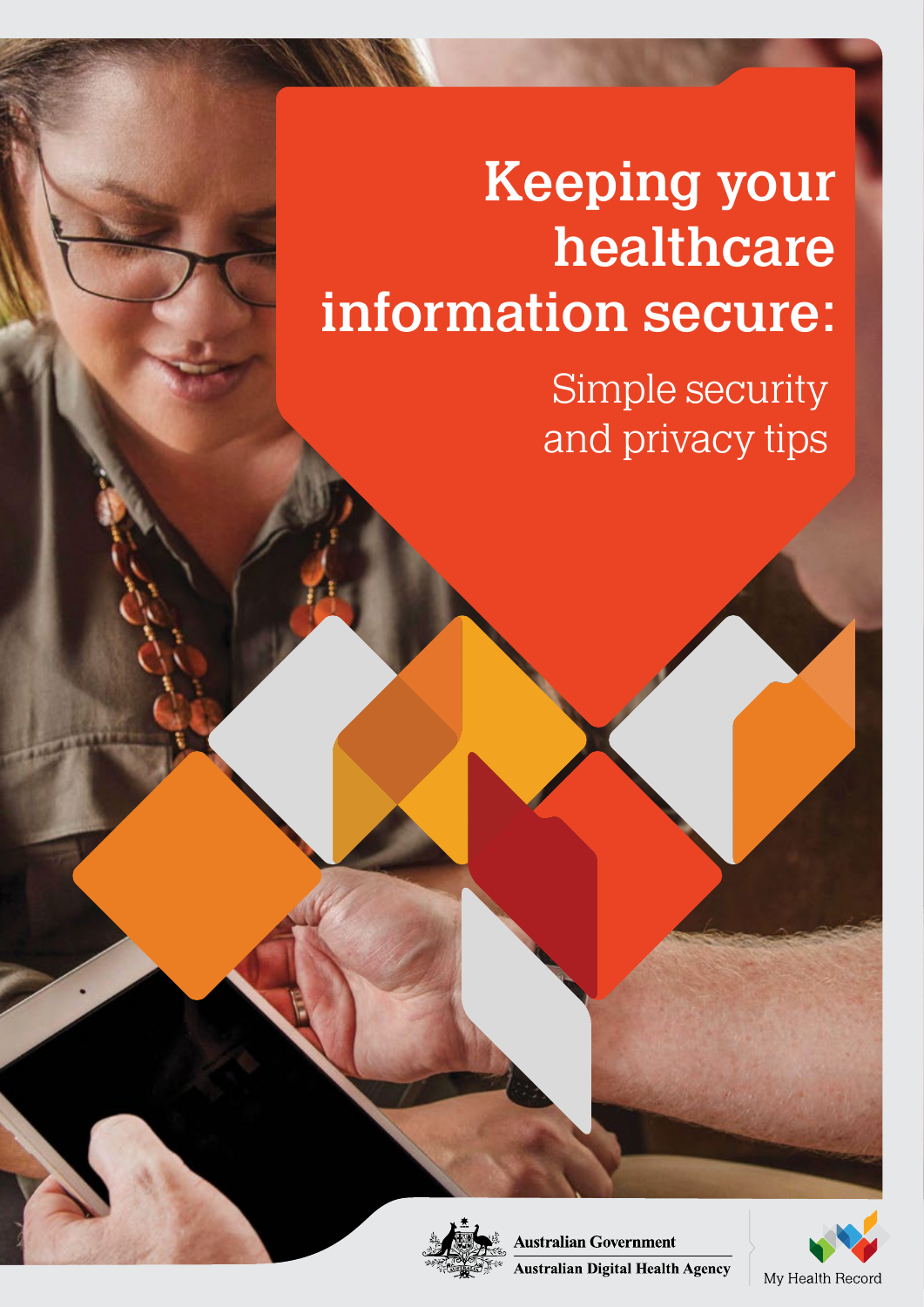# Keeping your healthcare information secure:

## Simple security and privacy tips

Australian Government

Australian Digital Health Agency

My Health Record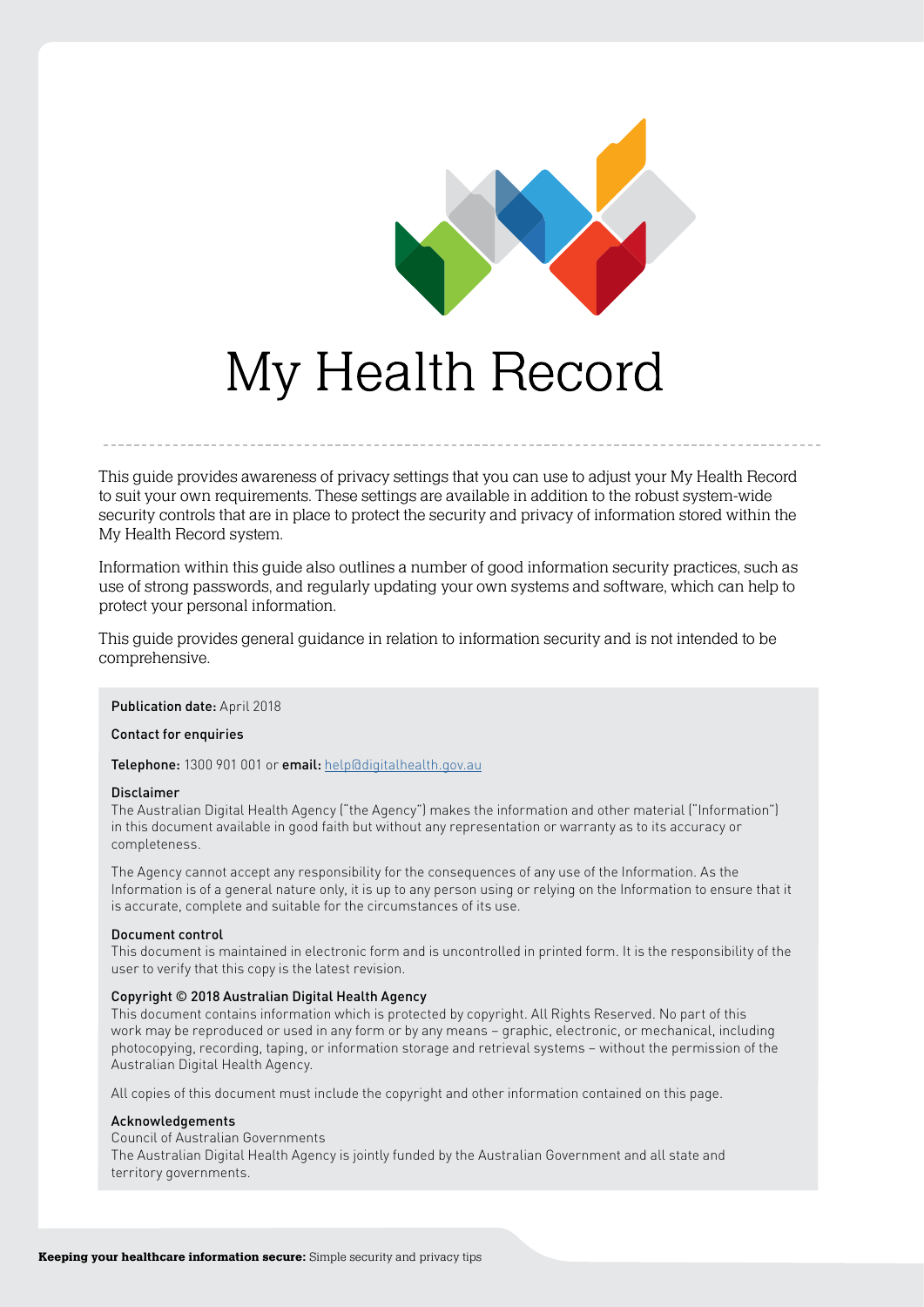# My Health Record

This guide provides awareness of privacy settings that you can use to adjust your My Health Record to suit your own requirements. These settings are available in addition to the robust system-wide security controls that are in place to protect the security and privacy of information stored within the My Health Record system.

Information within this guide also outlines a number of good information security practices, such as use of strong passwords, and regularly updating your own systems and software, which can help to protect your personal information.

This guide provides general guidance in relation to information security and is not intended to be comprehensive.

**Publication date:** April 2018

**Contact for enquiries**

**Telephone:** 1300 901 001 or **email:** help@digitalhealth.gov.au

**Disclaimer**
The Australian Digital Health Agency ("the Agency") makes the information and other material ("Information") in this document available in good faith but without any representation or warranty as to its accuracy or completeness.

The Agency cannot accept any responsibility for the consequences of any use of the Information. As the Information is of a general nature only, it is up to any person using or relying on the Information to ensure that it is accurate, complete and suitable for the circumstances of its use.

**Document control**
This document is maintained in electronic form and is uncontrolled in printed form. It is the responsibility of the user to verify that this copy is the latest revision.

**Copyright © 2018 Australian Digital Health Agency**
This document contains information which is protected by copyright. All Rights Reserved. No part of this work may be reproduced or used in any form or by any means – graphic, electronic, or mechanical, including photocopying, recording, taping, or information storage and retrieval systems – without the permission of the Australian Digital Health Agency.

All copies of this document must include the copyright and other information contained on this page.

**Acknowledgements**
Council of Australian Governments
The Australian Digital Health Agency is jointly funded by the Australian Government and all state and territory governments.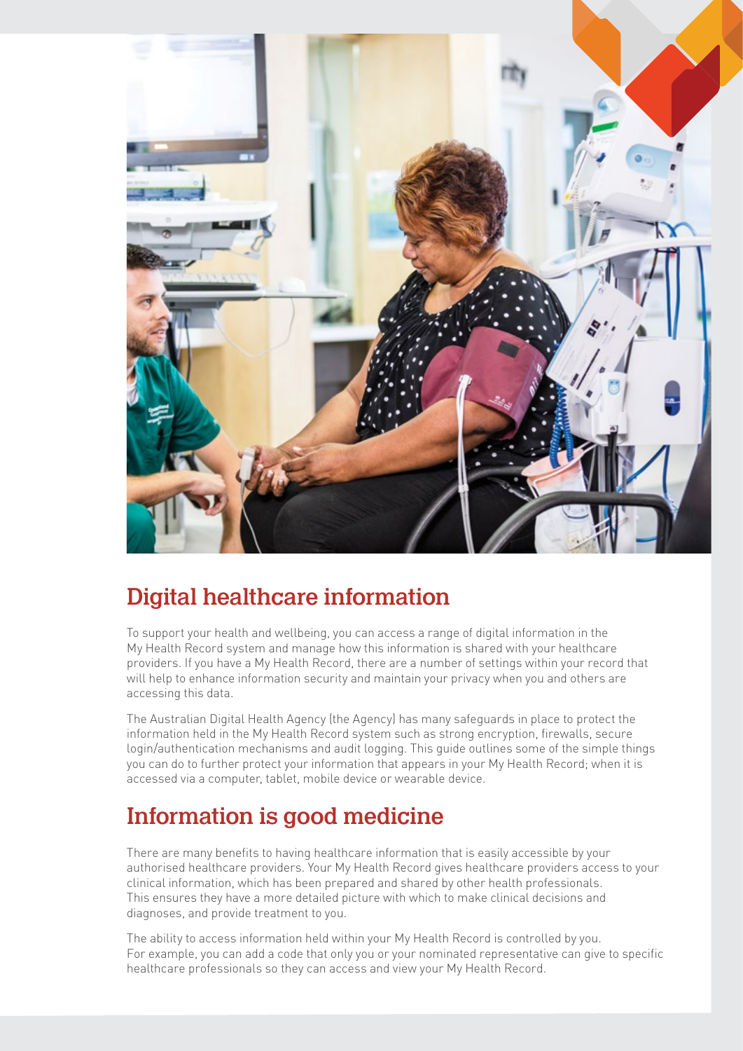## Digital healthcare information

To support your health and wellbeing, you can access a range of digital information in the My Health Record system and manage how this information is shared with your healthcare providers. If you have a My Health Record, there are a number of settings within your record that will help to enhance information security and maintain your privacy when you and others are accessing this data.

The Australian Digital Health Agency (the Agency) has many safeguards in place to protect the information held in the My Health Record system such as strong encryption, firewalls, secure login/authentication mechanisms and audit logging. This guide outlines some of the simple things you can do to further protect your information that appears in your My Health Record; when it is accessed via a computer, tablet, mobile device or wearable device.

## Information is good medicine

There are many benefits to having healthcare information that is easily accessible by your authorised healthcare providers. Your My Health Record gives healthcare providers access to your clinical information, which has been prepared and shared by other health professionals. This ensures they have a more detailed picture with which to make clinical decisions and diagnoses, and provide treatment to you.

The ability to access information held within your My Health Record is controlled by you. For example, you can add a code that only you or your nominated representative can give to specific healthcare professionals so they can access and view your My Health Record.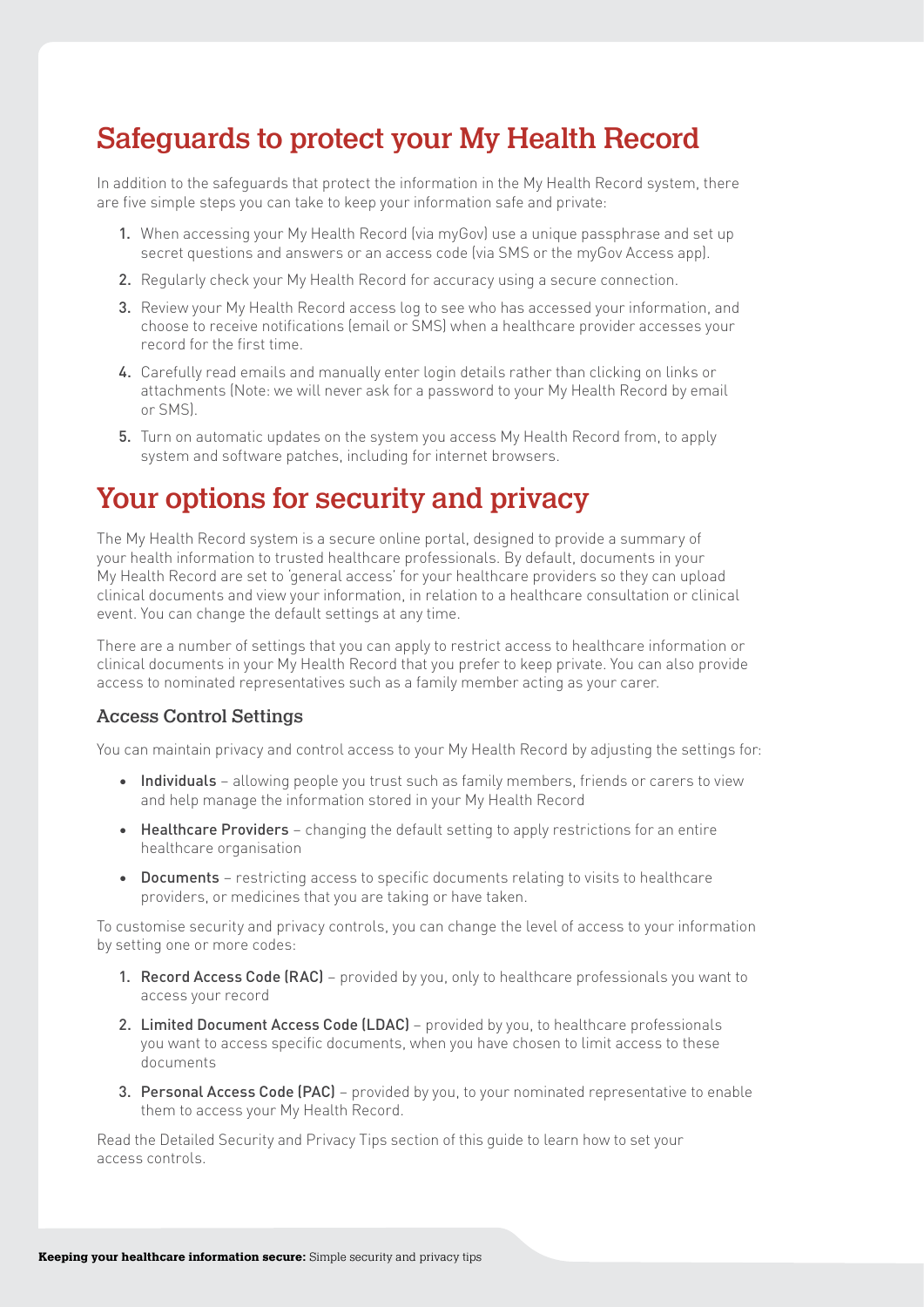## Safeguards to protect your My Health Record

In addition to the safeguards that protect the information in the My Health Record system, there are five simple steps you can take to keep your information safe and private:

1. When accessing your My Health Record (via myGov) use a unique passphrase and set up secret questions and answers or an access code (via SMS or the myGov Access app).
2. Regularly check your My Health Record for accuracy using a secure connection.
3. Review your My Health Record access log to see who has accessed your information, and choose to receive notifications (email or SMS) when a healthcare provider accesses your record for the first time.
4. Carefully read emails and manually enter login details rather than clicking on links or attachments (Note: we will never ask for a password to your My Health Record by email or SMS).
5. Turn on automatic updates on the system you access My Health Record from, to apply system and software patches, including for internet browsers.

## Your options for security and privacy

The My Health Record system is a secure online portal, designed to provide a summary of your health information to trusted healthcare professionals. By default, documents in your My Health Record are set to 'general access' for your healthcare providers so they can upload clinical documents and view your information, in relation to a healthcare consultation or clinical event. You can change the default settings at any time.

There are a number of settings that you can apply to restrict access to healthcare information or clinical documents in your My Health Record that you prefer to keep private. You can also provide access to nominated representatives such as a family member acting as your carer.

### Access Control Settings

You can maintain privacy and control access to your My Health Record by adjusting the settings for:

- **Individuals** – allowing people you trust such as family members, friends or carers to view and help manage the information stored in your My Health Record
- **Healthcare Providers** – changing the default setting to apply restrictions for an entire healthcare organisation
- **Documents** – restricting access to specific documents relating to visits to healthcare providers, or medicines that you are taking or have taken.

To customise security and privacy controls, you can change the level of access to your information by setting one or more codes:

1. **Record Access Code (RAC)** – provided by you, only to healthcare professionals you want to access your record
2. **Limited Document Access Code (LDAC)** – provided by you, to healthcare professionals you want to access specific documents, when you have chosen to limit access to these documents
3. **Personal Access Code (PAC)** – provided by you, to your nominated representative to enable them to access your My Health Record.

Read the Detailed Security and Privacy Tips section of this guide to learn how to set your access controls.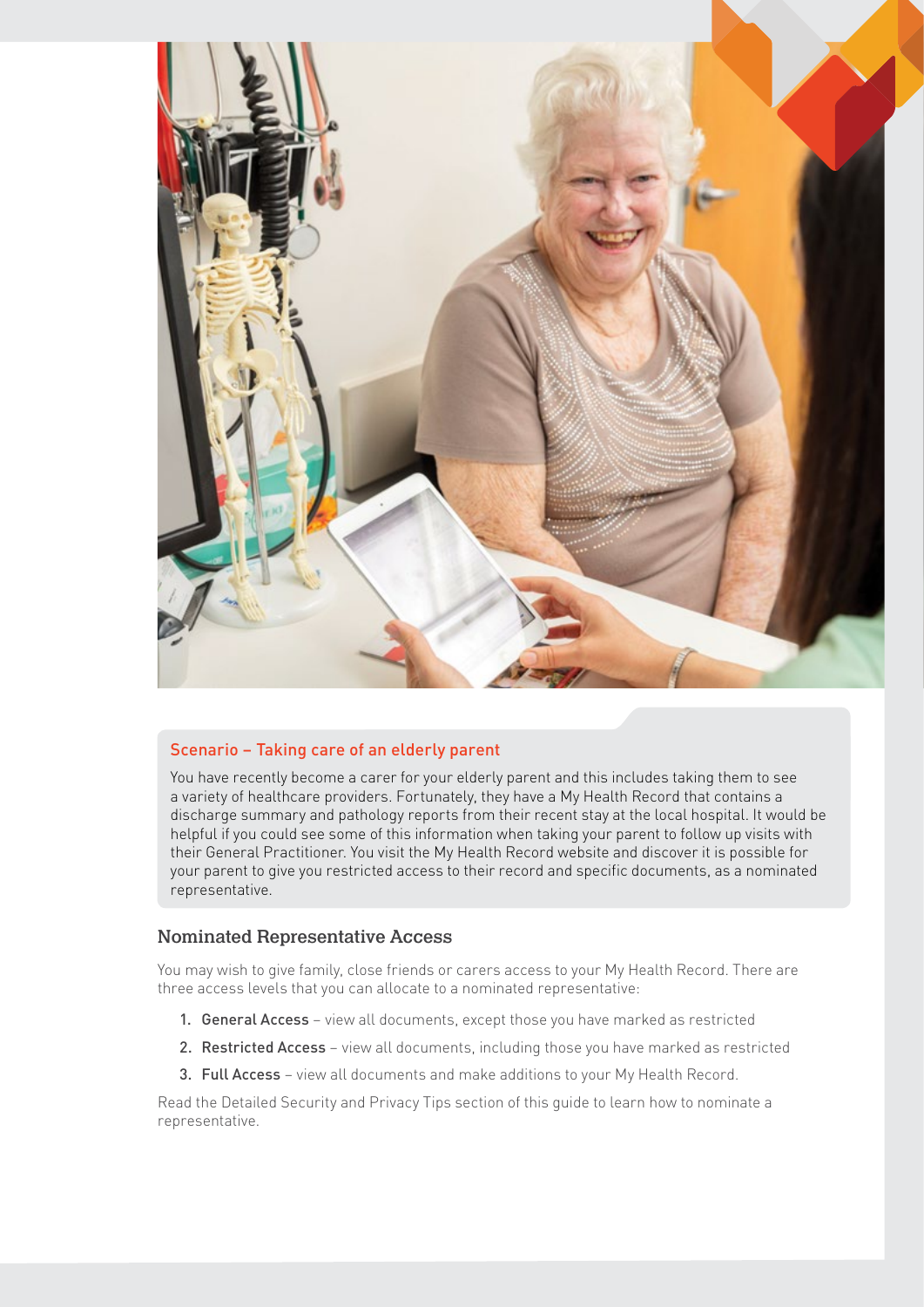### Scenario – Taking care of an elderly parent

You have recently become a carer for your elderly parent and this includes taking them to see a variety of healthcare providers. Fortunately, they have a My Health Record that contains a discharge summary and pathology reports from their recent stay at the local hospital. It would be helpful if you could see some of this information when taking your parent to follow up visits with their General Practitioner. You visit the My Health Record website and discover it is possible for your parent to give you restricted access to their record and specific documents, as a nominated representative.

## Nominated Representative Access

You may wish to give family, close friends or carers access to your My Health Record. There are three access levels that you can allocate to a nominated representative:

1. **General Access** – view all documents, except those you have marked as restricted
2. **Restricted Access** – view all documents, including those you have marked as restricted
3. **Full Access** – view all documents and make additions to your My Health Record.

Read the Detailed Security and Privacy Tips section of this guide to learn how to nominate a representative.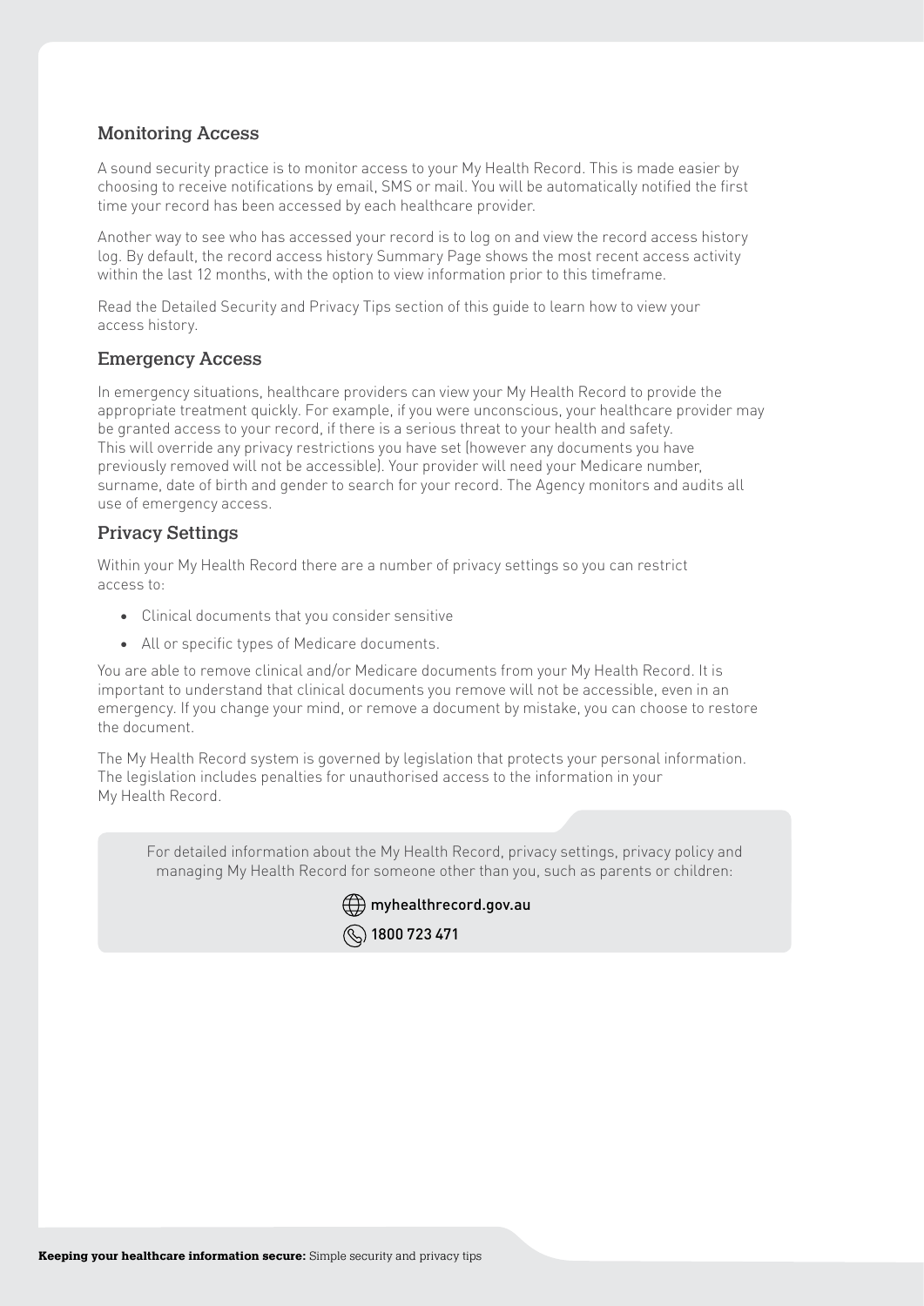## Monitoring Access

A sound security practice is to monitor access to your My Health Record. This is made easier by choosing to receive notifications by email, SMS or mail. You will be automatically notified the first time your record has been accessed by each healthcare provider.

Another way to see who has accessed your record is to log on and view the record access history log. By default, the record access history Summary Page shows the most recent access activity within the last 12 months, with the option to view information prior to this timeframe.

Read the Detailed Security and Privacy Tips section of this guide to learn how to view your access history.

## Emergency Access

In emergency situations, healthcare providers can view your My Health Record to provide the appropriate treatment quickly. For example, if you were unconscious, your healthcare provider may be granted access to your record, if there is a serious threat to your health and safety. This will override any privacy restrictions you have set (however any documents you have previously removed will not be accessible). Your provider will need your Medicare number, surname, date of birth and gender to search for your record. The Agency monitors and audits all use of emergency access.

## Privacy Settings

Within your My Health Record there are a number of privacy settings so you can restrict access to:

- Clinical documents that you consider sensitive
- All or specific types of Medicare documents.

You are able to remove clinical and/or Medicare documents from your My Health Record. It is important to understand that clinical documents you remove will not be accessible, even in an emergency. If you change your mind, or remove a document by mistake, you can choose to restore the document.

The My Health Record system is governed by legislation that protects your personal information. The legislation includes penalties for unauthorised access to the information in your My Health Record.

For detailed information about the My Health Record, privacy settings, privacy policy and managing My Health Record for someone other than you, such as parents or children:

myhealthrecord.gov.au

1800 723 471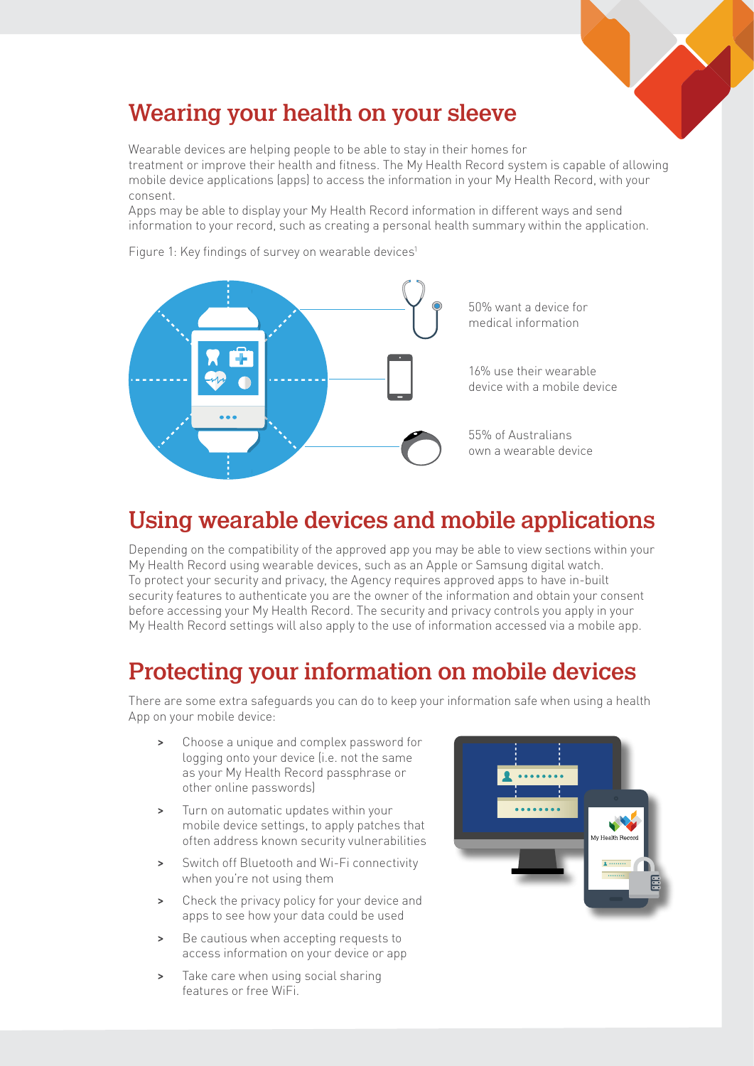## Wearing your health on your sleeve

Wearable devices are helping people to be able to stay in their homes for treatment or improve their health and fitness. The My Health Record system is capable of allowing mobile device applications (apps) to access the information in your My Health Record, with your consent.

Apps may be able to display your My Health Record information in different ways and send information to your record, such as creating a personal health summary within the application.

Figure 1: Key findings of survey on wearable devices[1]

50% want a device for medical information

16% use their wearable device with a mobile device

55% of Australians own a wearable device

## Using wearable devices and mobile applications

Depending on the compatibility of the approved app you may be able to view sections within your My Health Record using wearable devices, such as an Apple or Samsung digital watch. To protect your security and privacy, the Agency requires approved apps to have in-built security features to authenticate you are the owner of the information and obtain your consent before accessing your My Health Record. The security and privacy controls you apply in your My Health Record settings will also apply to the use of information accessed via a mobile app.

## Protecting your information on mobile devices

There are some extra safeguards you can do to keep your information safe when using a health App on your mobile device:

- Choose a unique and complex password for logging onto your device (i.e. not the same as your My Health Record passphrase or other online passwords)
- Turn on automatic updates within your mobile device settings, to apply patches that often address known security vulnerabilities
- Switch off Bluetooth and Wi-Fi connectivity when you're not using them
- Check the privacy policy for your device and apps to see how your data could be used
- Be cautious when accepting requests to access information on your device or app
- Take care when using social sharing features or free WiFi.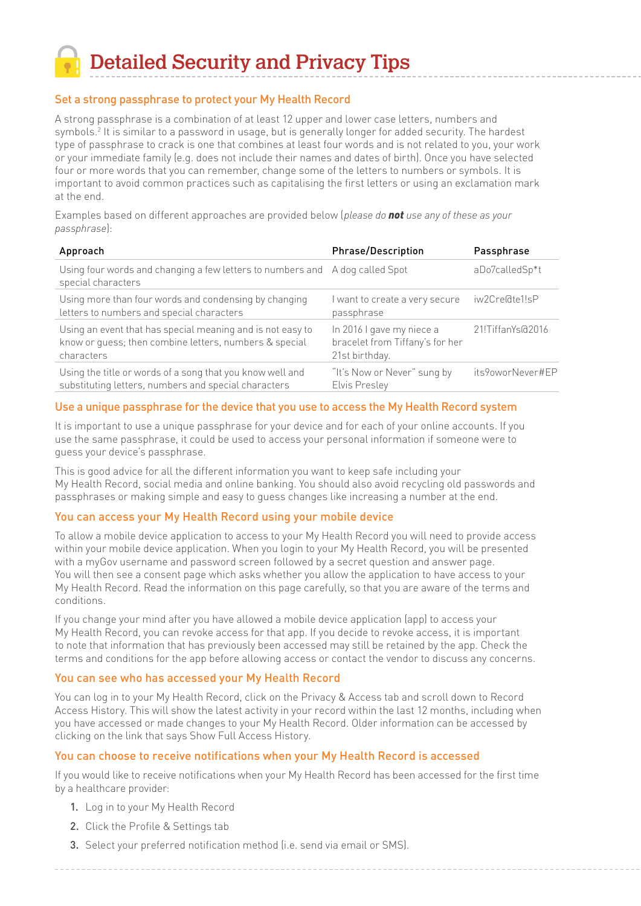# Detailed Security and Privacy Tips

## Set a strong passphrase to protect your My Health Record

A strong passphrase is a combination of at least 12 upper and lower case letters, numbers and symbols.[2] It is similar to a password in usage, but is generally longer for added security. The hardest type of passphrase to crack is one that combines at least four words and is not related to you, your work or your immediate family (e.g. does not include their names and dates of birth). Once you have selected four or more words that you can remember, change some of the letters to numbers or symbols. It is important to avoid common practices such as capitalising the first letters or using an exclamation mark at the end.

Examples based on different approaches are provided below (*please do **not** use any of these as your passphrase*):

| Approach | Phrase/Description | Passphrase |
|---|---|---|
| Using four words and changing a few letters to numbers and special characters | A dog called Spot | aDo7calledSp*t |
| Using more than four words and condensing by changing letters to numbers and special characters | I want to create a very secure passphrase | iw2Cre@te1!sP |
| Using an event that has special meaning and is not easy to know or guess; then combine letters, numbers & special characters | In 2016 I gave my niece a bracelet from Tiffany's for her 21st birthday. | 21!TiffanYs@2016 |
| Using the title or words of a song that you know well and substituting letters, numbers and special characters | "It's Now or Never" sung by Elvis Presley | its9oworNever#EP |

## Use a unique passphrase for the device that you use to access the My Health Record system

It is important to use a unique passphrase for your device and for each of your online accounts. If you use the same passphrase, it could be used to access your personal information if someone were to guess your device's passphrase.

This is good advice for all the different information you want to keep safe including your My Health Record, social media and online banking. You should also avoid recycling old passwords and passphrases or making simple and easy to guess changes like increasing a number at the end.

## You can access your My Health Record using your mobile device

To allow a mobile device application to access to your My Health Record you will need to provide access within your mobile device application. When you login to your My Health Record, you will be presented with a myGov username and password screen followed by a secret question and answer page. You will then see a consent page which asks whether you allow the application to have access to your My Health Record. Read the information on this page carefully, so that you are aware of the terms and conditions.

If you change your mind after you have allowed a mobile device application (app) to access your My Health Record, you can revoke access for that app. If you decide to revoke access, it is important to note that information that has previously been accessed may still be retained by the app. Check the terms and conditions for the app before allowing access or contact the vendor to discuss any concerns.

## You can see who has accessed your My Health Record

You can log in to your My Health Record, click on the Privacy & Access tab and scroll down to Record Access History. This will show the latest activity in your record within the last 12 months, including when you have accessed or made changes to your My Health Record. Older information can be accessed by clicking on the link that says Show Full Access History.

## You can choose to receive notifications when your My Health Record is accessed

If you would like to receive notifications when your My Health Record has been accessed for the first time by a healthcare provider:

1. Log in to your My Health Record
2. Click the Profile & Settings tab
3. Select your preferred notification method (i.e. send via email or SMS).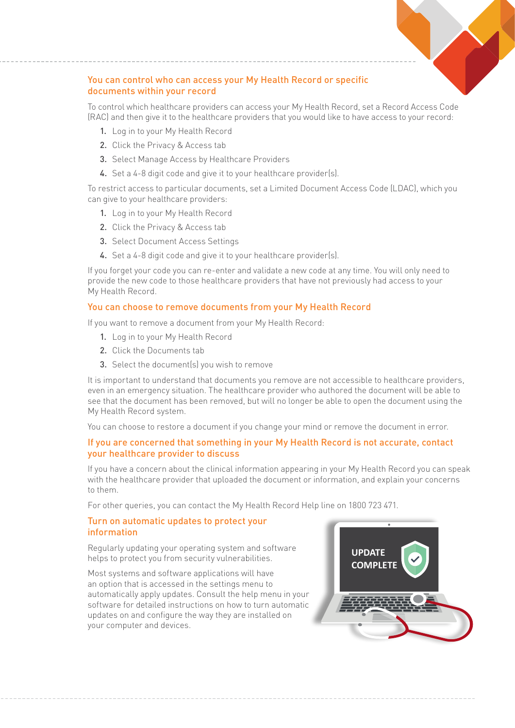## You can control who can access your My Health Record or specific documents within your record

To control which healthcare providers can access your My Health Record, set a Record Access Code (RAC) and then give it to the healthcare providers that you would like to have access to your record:

1. Log in to your My Health Record
2. Click the Privacy & Access tab
3. Select Manage Access by Healthcare Providers
4. Set a 4-8 digit code and give it to your healthcare provider(s).

To restrict access to particular documents, set a Limited Document Access Code (LDAC), which you can give to your healthcare providers:

1. Log in to your My Health Record
2. Click the Privacy & Access tab
3. Select Document Access Settings
4. Set a 4-8 digit code and give it to your healthcare provider(s).

If you forget your code you can re-enter and validate a new code at any time. You will only need to provide the new code to those healthcare providers that have not previously had access to your My Health Record.

## You can choose to remove documents from your My Health Record

If you want to remove a document from your My Health Record:

1. Log in to your My Health Record
2. Click the Documents tab
3. Select the document(s) you wish to remove

It is important to understand that documents you remove are not accessible to healthcare providers, even in an emergency situation. The healthcare provider who authored the document will be able to see that the document has been removed, but will no longer be able to open the document using the My Health Record system.

You can choose to restore a document if you change your mind or remove the document in error.

## If you are concerned that something in your My Health Record is not accurate, contact your healthcare provider to discuss

If you have a concern about the clinical information appearing in your My Health Record you can speak with the healthcare provider that uploaded the document or information, and explain your concerns to them.

For other queries, you can contact the My Health Record Help line on 1800 723 471.

## Turn on automatic updates to protect your information

Regularly updating your operating system and software helps to protect you from security vulnerabilities.

Most systems and software applications will have an option that is accessed in the settings menu to automatically apply updates. Consult the help menu in your software for detailed instructions on how to turn automatic updates on and configure the way they are installed on your computer and devices.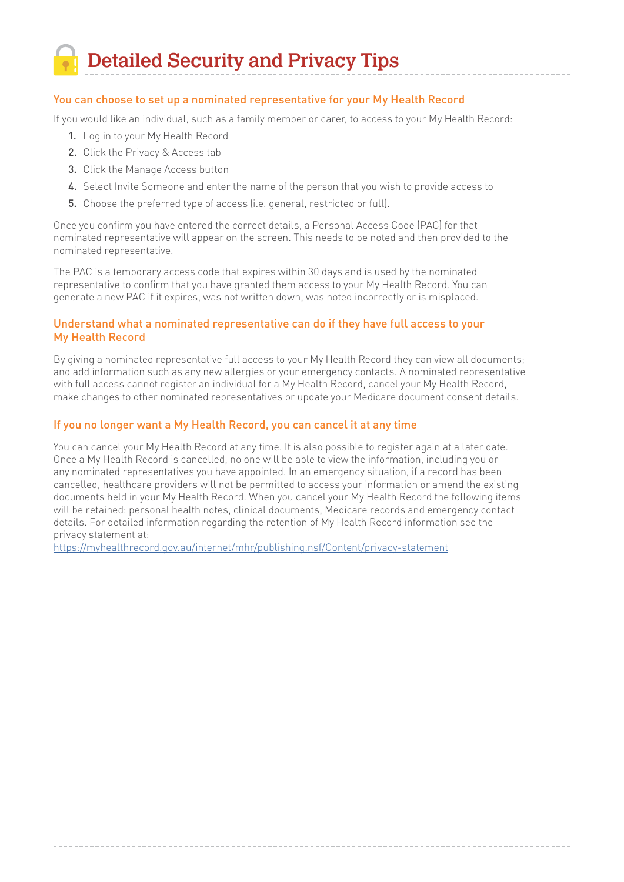# Detailed Security and Privacy Tips

### You can choose to set up a nominated representative for your My Health Record

If you would like an individual, such as a family member or carer, to access to your My Health Record:

1. Log in to your My Health Record
2. Click the Privacy & Access tab
3. Click the Manage Access button
4. Select Invite Someone and enter the name of the person that you wish to provide access to
5. Choose the preferred type of access (i.e. general, restricted or full).

Once you confirm you have entered the correct details, a Personal Access Code (PAC) for that nominated representative will appear on the screen. This needs to be noted and then provided to the nominated representative.

The PAC is a temporary access code that expires within 30 days and is used by the nominated representative to confirm that you have granted them access to your My Health Record. You can generate a new PAC if it expires, was not written down, was noted incorrectly or is misplaced.

### Understand what a nominated representative can do if they have full access to your My Health Record

By giving a nominated representative full access to your My Health Record they can view all documents; and add information such as any new allergies or your emergency contacts. A nominated representative with full access cannot register an individual for a My Health Record, cancel your My Health Record, make changes to other nominated representatives or update your Medicare document consent details.

### If you no longer want a My Health Record, you can cancel it at any time

You can cancel your My Health Record at any time. It is also possible to register again at a later date. Once a My Health Record is cancelled, no one will be able to view the information, including you or any nominated representatives you have appointed. In an emergency situation, if a record has been cancelled, healthcare providers will not be permitted to access your information or amend the existing documents held in your My Health Record. When you cancel your My Health Record the following items will be retained: personal health notes, clinical documents, Medicare records and emergency contact details. For detailed information regarding the retention of My Health Record information see the privacy statement at:
https://myhealthrecord.gov.au/internet/mhr/publishing.nsf/Content/privacy-statement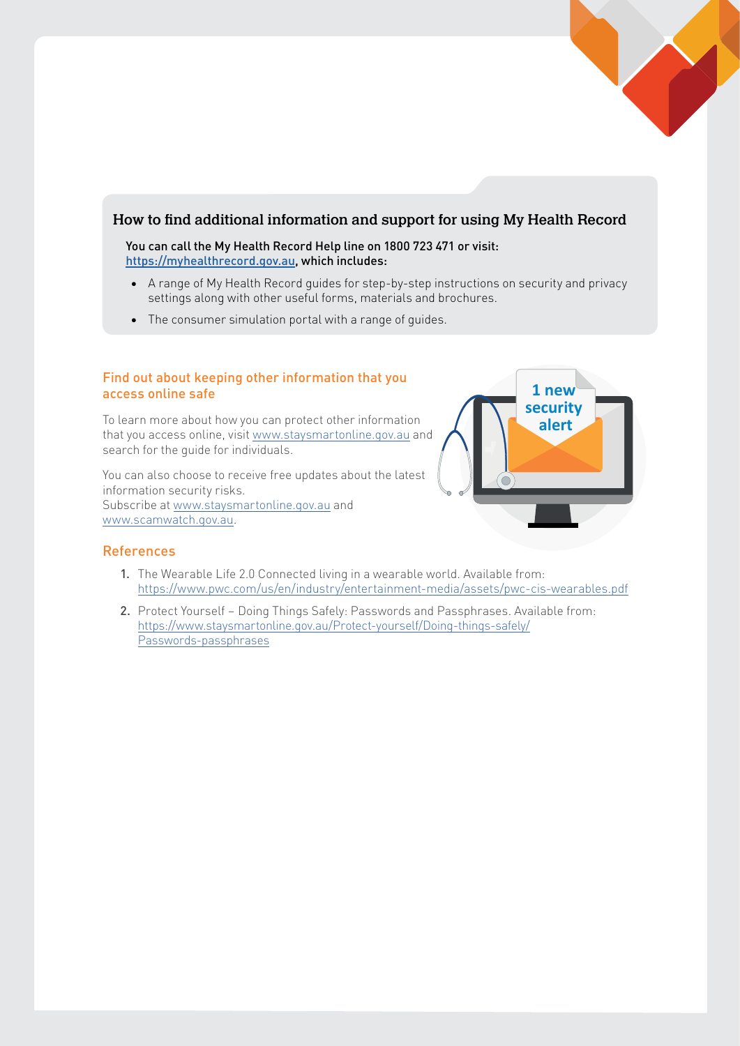## How to find additional information and support for using My Health Record

**You can call the My Health Record Help line on 1800 723 471 or visit: https://myhealthrecord.gov.au, which includes:**

- A range of My Health Record guides for step-by-step instructions on security and privacy settings along with other useful forms, materials and brochures.
- The consumer simulation portal with a range of guides.

### Find out about keeping other information that you access online safe

To learn more about how you can protect other information that you access online, visit www.staysmartonline.gov.au and search for the guide for individuals.

You can also choose to receive free updates about the latest information security risks.
Subscribe at www.staysmartonline.gov.au and www.scamwatch.gov.au.

### References

1. The Wearable Life 2.0 Connected living in a wearable world. Available from: https://www.pwc.com/us/en/industry/entertainment-media/assets/pwc-cis-wearables.pdf
2. Protect Yourself – Doing Things Safely: Passwords and Passphrases. Available from: https://www.staysmartonline.gov.au/Protect-yourself/Doing-things-safely/Passwords-passphrases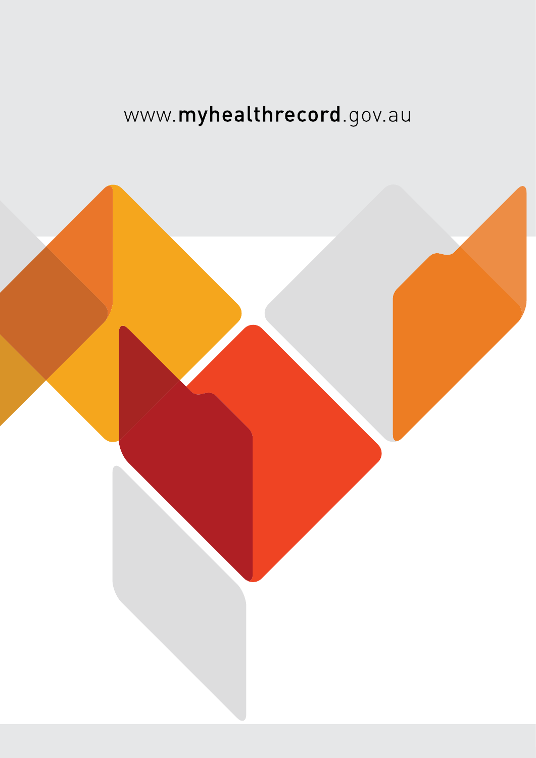www.**myhealthrecord**.gov.au